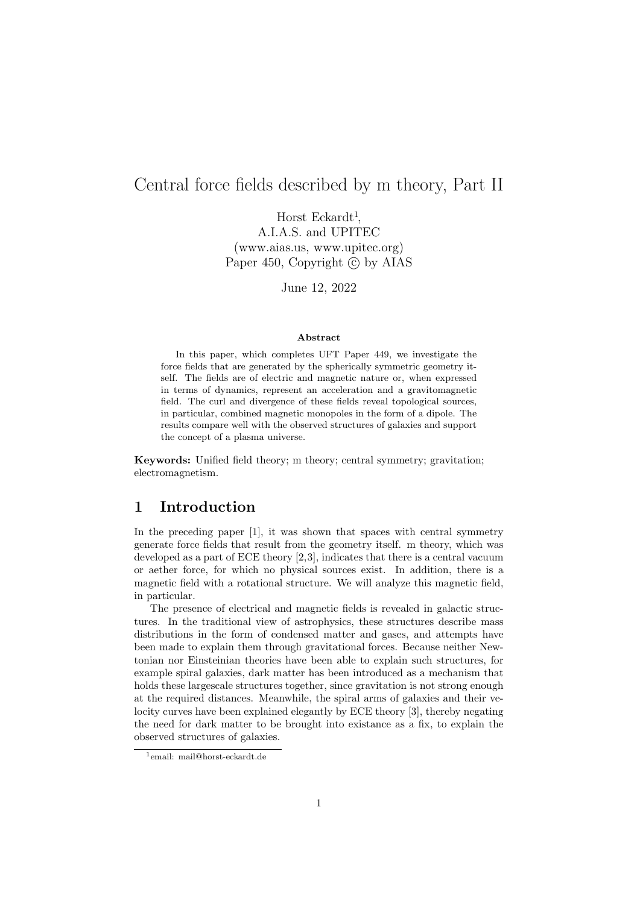# Central force fields described by m theory, Part II

Horst Eckardt[1],
A.I.A.S. and UPITEC
(www.aias.us, www.upitec.org)
Paper 450, Copyright © by AIAS

June 12, 2022

### Abstract

In this paper, which completes UFT Paper 449, we investigate the force fields that are generated by the spherically symmetric geometry itself. The fields are of electric and magnetic nature or, when expressed in terms of dynamics, represent an acceleration and a gravitomagnetic field. The curl and divergence of these fields reveal topological sources, in particular, combined magnetic monopoles in the form of a dipole. The results compare well with the observed structures of galaxies and support the concept of a plasma universe.

**Keywords:** Unified field theory; m theory; central symmetry; gravitation; electromagnetism.

## 1 Introduction

In the preceding paper [1], it was shown that spaces with central symmetry generate force fields that result from the geometry itself. m theory, which was developed as a part of ECE theory [2,3], indicates that there is a central vacuum or aether force, for which no physical sources exist. In addition, there is a magnetic field with a rotational structure. We will analyze this magnetic field, in particular.

The presence of electrical and magnetic fields is revealed in galactic structures. In the traditional view of astrophysics, these structures describe mass distributions in the form of condensed matter and gases, and attempts have been made to explain them through gravitational forces. Because neither Newtonian nor Einsteinian theories have been able to explain such structures, for example spiral galaxies, dark matter has been introduced as a mechanism that holds these largescale structures together, since gravitation is not strong enough at the required distances. Meanwhile, the spiral arms of galaxies and their velocity curves have been explained elegantly by ECE theory [3], thereby negating the need for dark matter to be brought into existance as a fix, to explain the observed structures of galaxies.

[1]email: mail@horst-eckardt.de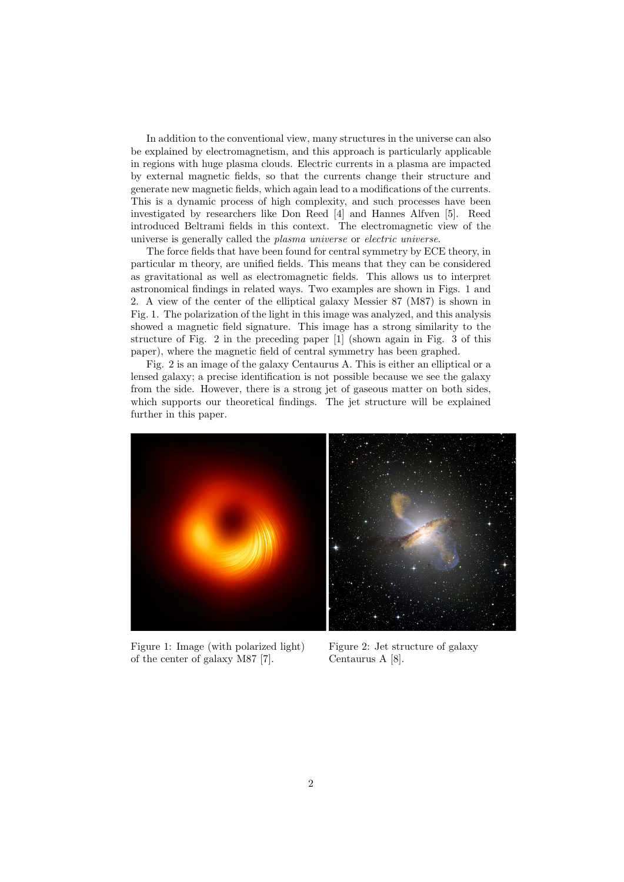In addition to the conventional view, many structures in the universe can also be explained by electromagnetism, and this approach is particularly applicable in regions with huge plasma clouds. Electric currents in a plasma are impacted by external magnetic fields, so that the currents change their structure and generate new magnetic fields, which again lead to a modifications of the currents. This is a dynamic process of high complexity, and such processes have been investigated by researchers like Don Reed [4] and Hannes Alfven [5]. Reed introduced Beltrami fields in this context. The electromagnetic view of the universe is generally called the *plasma universe* or *electric universe*.

The force fields that have been found for central symmetry by ECE theory, in particular m theory, are unified fields. This means that they can be considered as gravitational as well as electromagnetic fields. This allows us to interpret astronomical findings in related ways. Two examples are shown in Figs. 1 and 2. A view of the center of the elliptical galaxy Messier 87 (M87) is shown in Fig. 1. The polarization of the light in this image was analyzed, and this analysis showed a magnetic field signature. This image has a strong similarity to the structure of Fig. 2 in the preceding paper [1] (shown again in Fig. 3 of this paper), where the magnetic field of central symmetry has been graphed.

Fig. 2 is an image of the galaxy Centaurus A. This is either an elliptical or a lensed galaxy; a precise identification is not possible because we see the galaxy from the side. However, there is a strong jet of gaseous matter on both sides, which supports our theoretical findings. The jet structure will be explained further in this paper.

Figure 1: Image (with polarized light) of the center of galaxy M87 [7].

Figure 2: Jet structure of galaxy Centaurus A [8].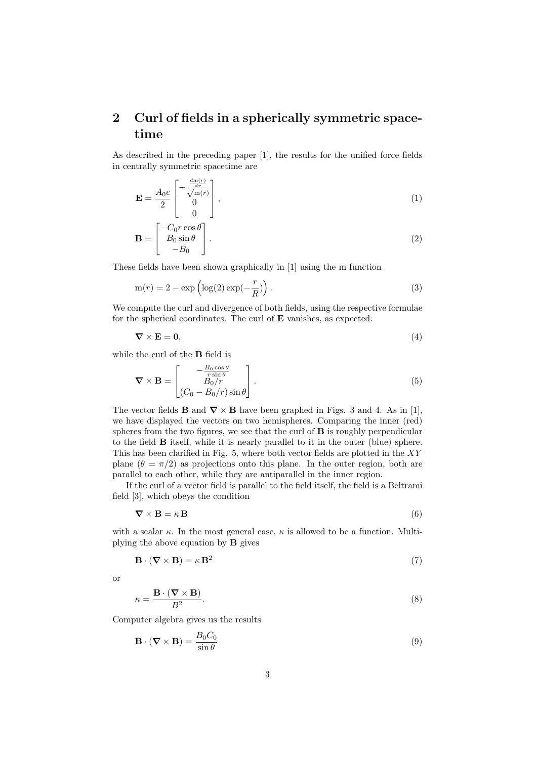## 2 Curl of fields in a spherically symmetric spacetime

As described in the preceding paper [1], the results for the unified force fields in centrally symmetric spacetime are

$$\mathbf{E} = \frac{A_0 c}{2} \begin{bmatrix} -\frac{\frac{dm(r)}{dr}}{\sqrt{\mathrm{m}(r)}} \\ 0 \\ 0 \end{bmatrix}, \tag{1}$$

$$\mathbf{B} = \begin{bmatrix} -C_0 r \cos\theta \\ B_0 \sin\theta \\ -B_0 \end{bmatrix}. \tag{2}$$

These fields have been shown graphically in [1] using the m function

$$\mathrm{m}(r) = 2 - \exp\left(\log(2)\exp(-\frac{r}{R})\right). \tag{3}$$

We compute the curl and divergence of both fields, using the respective formulae for the spherical coordinates. The curl of $\mathbf{E}$ vanishes, as expected:

$$\boldsymbol{\nabla} \times \mathbf{E} = \mathbf{0}, \tag{4}$$

while the curl of the $\mathbf{B}$ field is

$$\boldsymbol{\nabla} \times \mathbf{B} = \begin{bmatrix} -\frac{B_0 \cos\theta}{r \sin\theta} \\ B_0/r \\ (C_0 - B_0/r)\sin\theta \end{bmatrix}. \tag{5}$$

The vector fields $\mathbf{B}$ and $\boldsymbol{\nabla} \times \mathbf{B}$ have been graphed in Figs. 3 and 4. As in [1], we have displayed the vectors on two hemispheres. Comparing the inner (red) spheres from the two figures, we see that the curl of $\mathbf{B}$ is roughly perpendicular to the field $\mathbf{B}$ itself, while it is nearly parallel to it in the outer (blue) sphere. This has been clarified in Fig. 5, where both vector fields are plotted in the $XY$ plane ($\theta = \pi/2$) as projections onto this plane. In the outer region, both are parallel to each other, while they are antiparallel in the inner region.

If the curl of a vector field is parallel to the field itself, the field is a Beltrami field [3], which obeys the condition

$$\boldsymbol{\nabla} \times \mathbf{B} = \kappa\, \mathbf{B} \tag{6}$$

with a scalar $\kappa$. In the most general case, $\kappa$ is allowed to be a function. Multiplying the above equation by $\mathbf{B}$ gives

$$\mathbf{B} \cdot (\boldsymbol{\nabla} \times \mathbf{B}) = \kappa\, \mathbf{B}^2 \tag{7}$$

or

$$\kappa = \frac{\mathbf{B} \cdot (\boldsymbol{\nabla} \times \mathbf{B})}{B^2}. \tag{8}$$

Computer algebra gives us the results

$$\mathbf{B} \cdot (\boldsymbol{\nabla} \times \mathbf{B}) = \frac{B_0 C_0}{\sin\theta} \tag{9}$$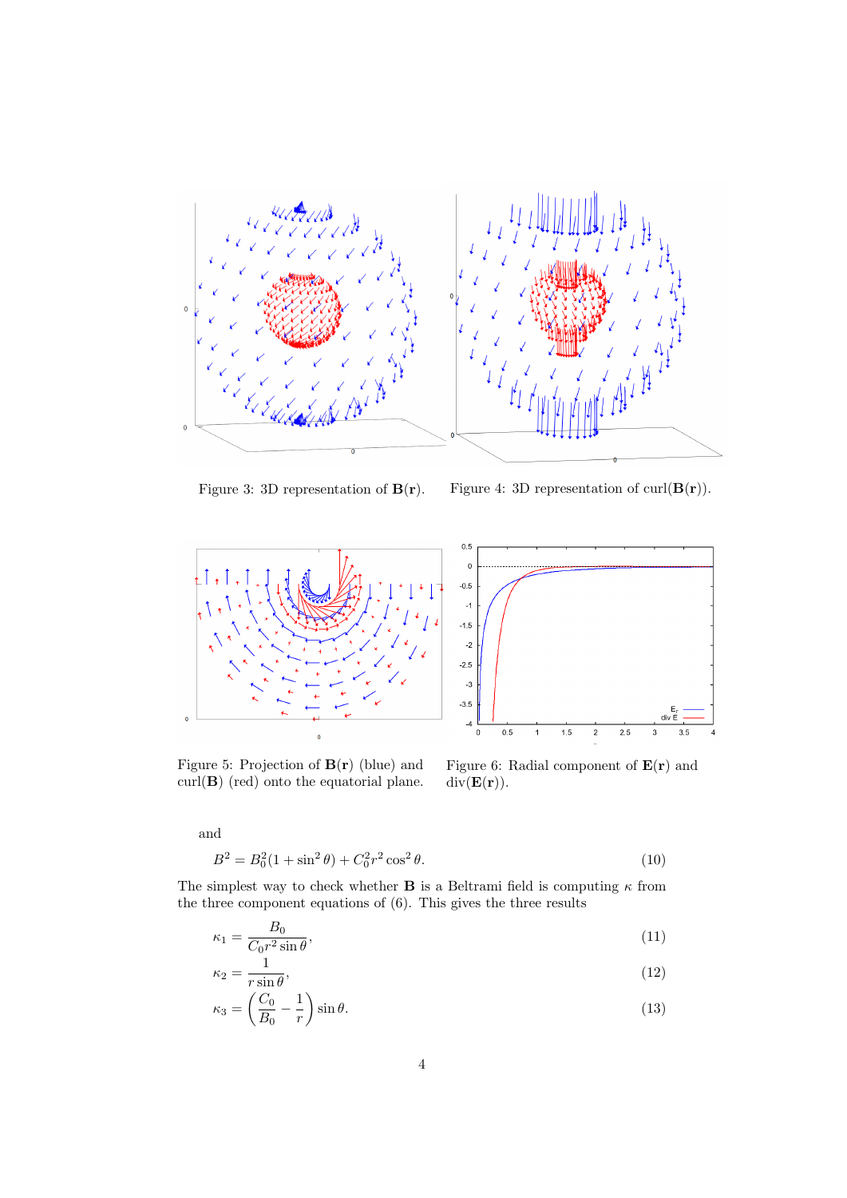Figure 3: 3D representation of $\mathbf{B}(\mathbf{r})$.

Figure 4: 3D representation of curl($\mathbf{B}(\mathbf{r})$).

Figure 5: Projection of $\mathbf{B}(\mathbf{r})$ (blue) and curl($\mathbf{B}$) (red) onto the equatorial plane.

Figure 6: Radial component of $\mathbf{E}(\mathbf{r})$ and div($\mathbf{E}(\mathbf{r})$).

and

$$B^2 = B_0^2(1 + \sin^2\theta) + C_0^2 r^2 \cos^2\theta. \tag{10}$$

The simplest way to check whether $\mathbf{B}$ is a Beltrami field is computing $\kappa$ from the three component equations of (6). This gives the three results

$$\kappa_1 = \frac{B_0}{C_0 r^2 \sin\theta}, \tag{11}$$

$$\kappa_2 = \frac{1}{r\sin\theta}, \tag{12}$$

$$\kappa_3 = \left(\frac{C_0}{B_0} - \frac{1}{r}\right)\sin\theta. \tag{13}$$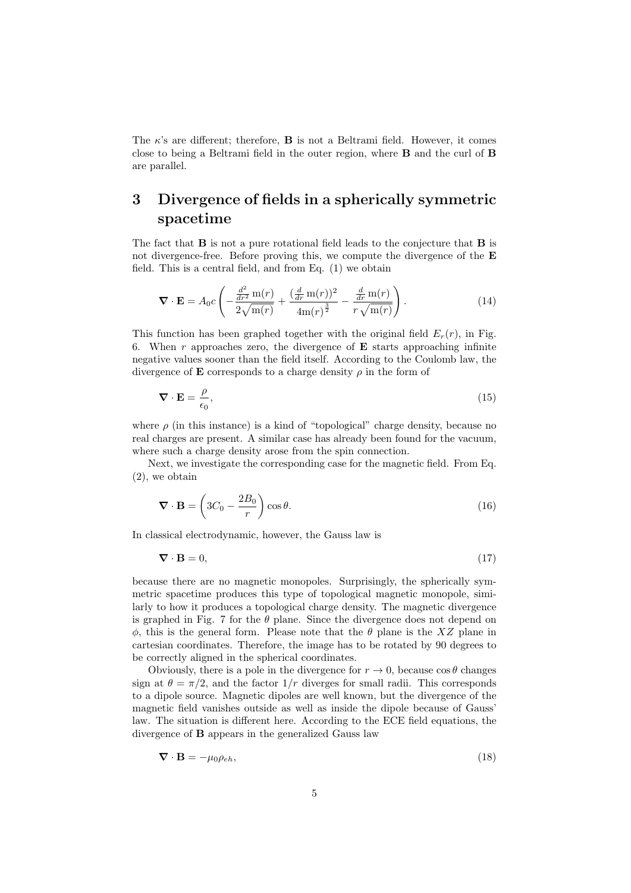The $\kappa$'s are different; therefore, **B** is not a Beltrami field. However, it comes close to being a Beltrami field in the outer region, where **B** and the curl of **B** are parallel.

## 3 Divergence of fields in a spherically symmetric spacetime

The fact that **B** is not a pure rotational field leads to the conjecture that **B** is not divergence-free. Before proving this, we compute the divergence of the **E** field. This is a central field, and from Eq. (1) we obtain

$$\boldsymbol{\nabla}\cdot\mathbf{E} = A_0 c\left(-\frac{\frac{d^2}{dr^2}\,\mathrm{m}(r)}{2\sqrt{\mathrm{m}(r)}} + \frac{(\frac{d}{dr}\,\mathrm{m}(r))^2}{4\mathrm{m}(r)^{\frac{3}{2}}} - \frac{\frac{d}{dr}\,\mathrm{m}(r)}{r\sqrt{\mathrm{m}(r)}}\right). \tag{14}$$

This function has been graphed together with the original field $E_r(r)$, in Fig. 6. When $r$ approaches zero, the divergence of **E** starts approaching infinite negative values sooner than the field itself. According to the Coulomb law, the divergence of **E** corresponds to a charge density $\rho$ in the form of

$$\boldsymbol{\nabla}\cdot\mathbf{E} = \frac{\rho}{\epsilon_0}, \tag{15}$$

where $\rho$ (in this instance) is a kind of "topological" charge density, because no real charges are present. A similar case has already been found for the vacuum, where such a charge density arose from the spin connection.

Next, we investigate the corresponding case for the magnetic field. From Eq. (2), we obtain

$$\boldsymbol{\nabla}\cdot\mathbf{B} = \left(3C_0 - \frac{2B_0}{r}\right)\cos\theta. \tag{16}$$

In classical electrodynamic, however, the Gauss law is

$$\boldsymbol{\nabla}\cdot\mathbf{B} = 0, \tag{17}$$

because there are no magnetic monopoles. Surprisingly, the spherically symmetric spacetime produces this type of topological magnetic monopole, similarly to how it produces a topological charge density. The magnetic divergence is graphed in Fig. 7 for the $\theta$ plane. Since the divergence does not depend on $\phi$, this is the general form. Please note that the $\theta$ plane is the $XZ$ plane in cartesian coordinates. Therefore, the image has to be rotated by 90 degrees to be correctly aligned in the spherical coordinates.

Obviously, there is a pole in the divergence for $r \to 0$, because $\cos\theta$ changes sign at $\theta = \pi/2$, and the factor $1/r$ diverges for small radii. This corresponds to a dipole source. Magnetic dipoles are well known, but the divergence of the magnetic field vanishes outside as well as inside the dipole because of Gauss' law. The situation is different here. According to the ECE field equations, the divergence of **B** appears in the generalized Gauss law

$$\boldsymbol{\nabla}\cdot\mathbf{B} = -\mu_0\rho_{eh}, \tag{18}$$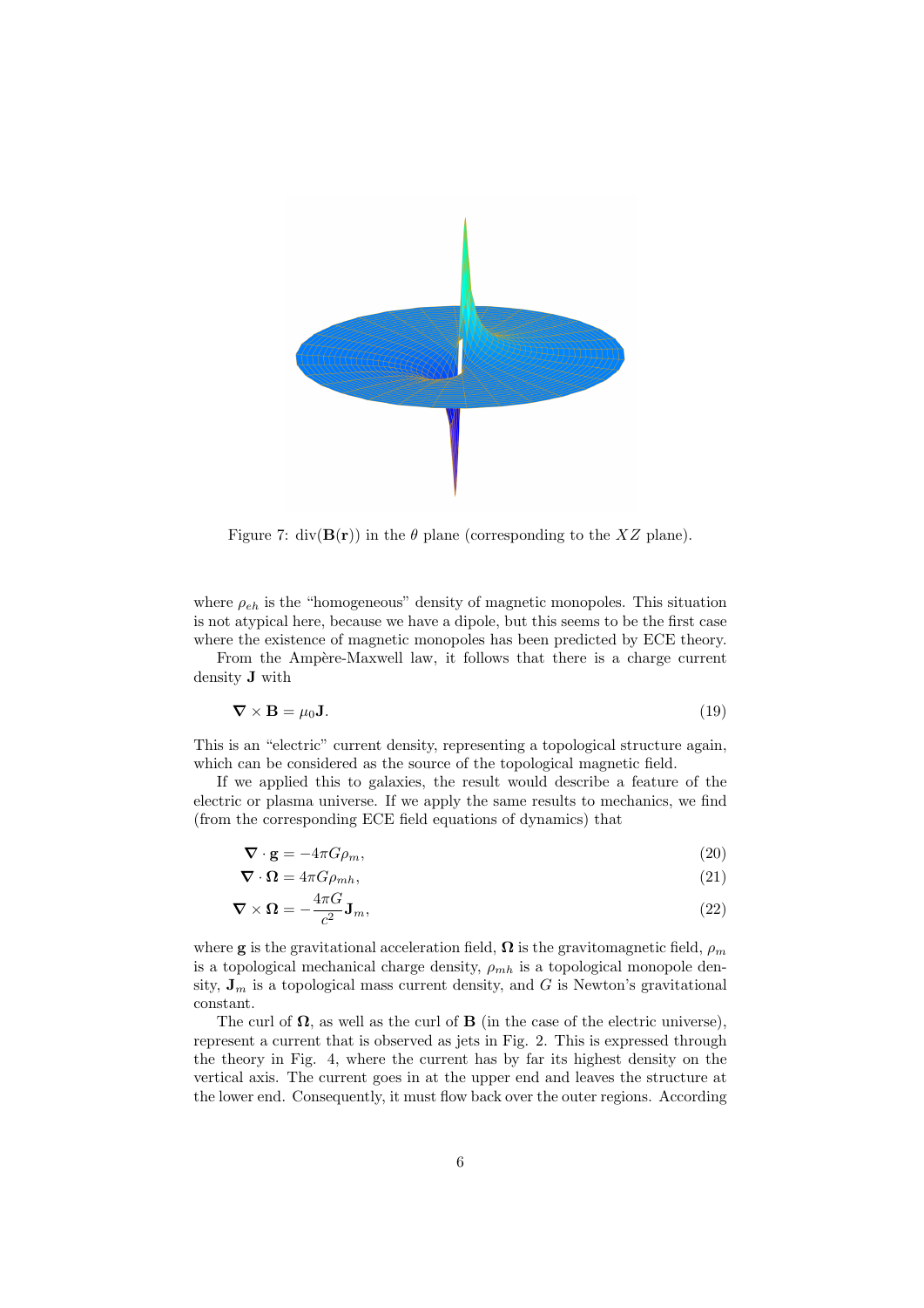Figure 7: div($\mathbf{B}(\mathbf{r})$) in the $\theta$ plane (corresponding to the $XZ$ plane).

where $\rho_{eh}$ is the "homogeneous" density of magnetic monopoles. This situation is not atypical here, because we have a dipole, but this seems to be the first case where the existence of magnetic monopoles has been predicted by ECE theory.

From the Ampère-Maxwell law, it follows that there is a charge current density $\mathbf{J}$ with

$$\boldsymbol{\nabla} \times \mathbf{B} = \mu_0 \mathbf{J}. \tag{19}$$

This is an "electric" current density, representing a topological structure again, which can be considered as the source of the topological magnetic field.

If we applied this to galaxies, the result would describe a feature of the electric or plasma universe. If we apply the same results to mechanics, we find (from the corresponding ECE field equations of dynamics) that

$$\boldsymbol{\nabla} \cdot \mathbf{g} = -4\pi G \rho_m, \tag{20}$$

$$\boldsymbol{\nabla} \cdot \boldsymbol{\Omega} = 4\pi G \rho_{mh}, \tag{21}$$

$$\boldsymbol{\nabla} \times \boldsymbol{\Omega} = -\frac{4\pi G}{c^2} \mathbf{J}_m, \tag{22}$$

where $\mathbf{g}$ is the gravitational acceleration field, $\boldsymbol{\Omega}$ is the gravitomagnetic field, $\rho_m$ is a topological mechanical charge density, $\rho_{mh}$ is a topological monopole density, $\mathbf{J}_m$ is a topological mass current density, and $G$ is Newton's gravitational constant.

The curl of $\boldsymbol{\Omega}$, as well as the curl of $\mathbf{B}$ (in the case of the electric universe), represent a current that is observed as jets in Fig. 2. This is expressed through the theory in Fig. 4, where the current has by far its highest density on the vertical axis. The current goes in at the upper end and leaves the structure at the lower end. Consequently, it must flow back over the outer regions. According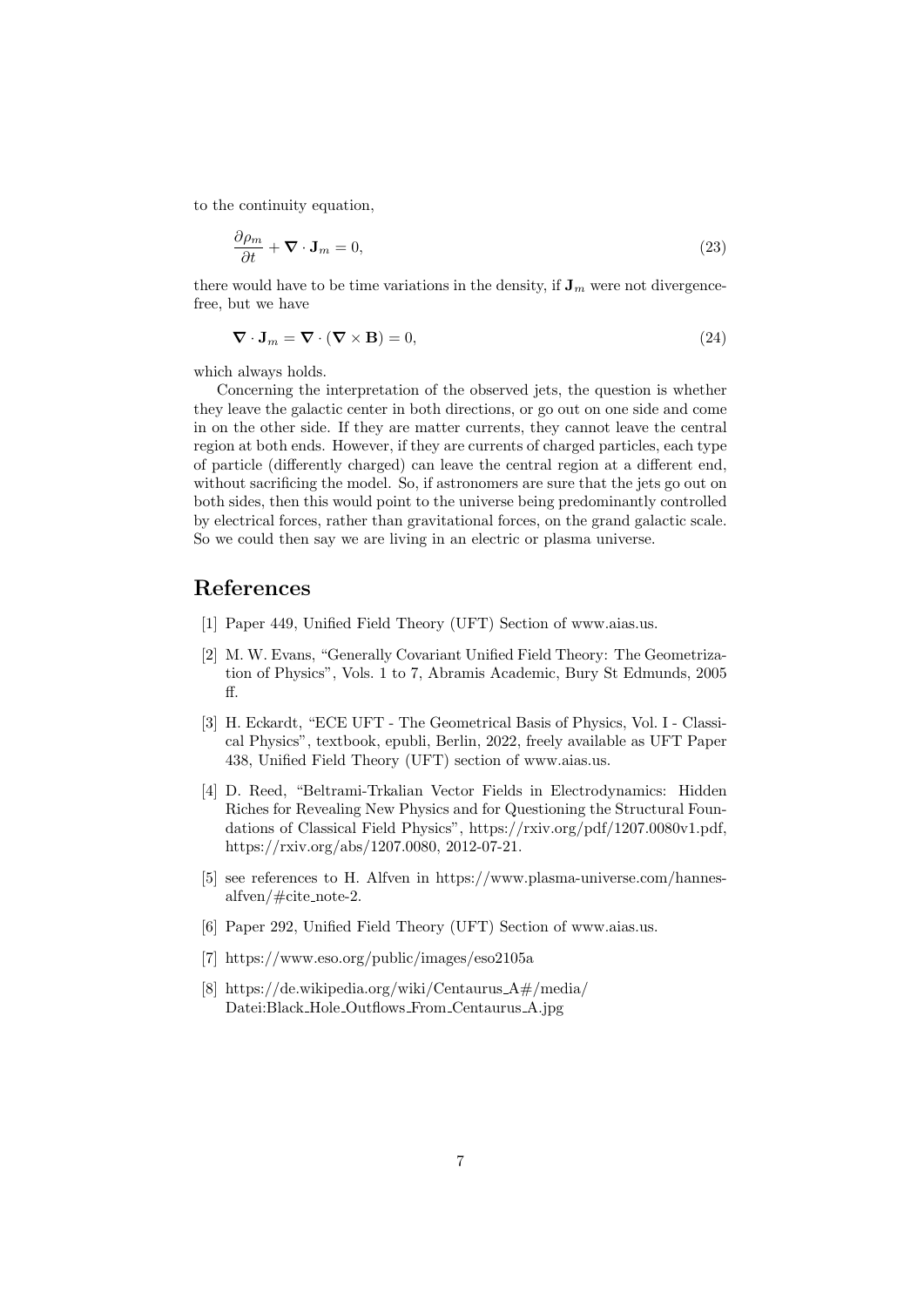to the continuity equation,

$$\frac{\partial \rho_m}{\partial t} + \boldsymbol{\nabla} \cdot \mathbf{J}_m = 0, \tag{23}$$

there would have to be time variations in the density, if $\mathbf{J}_m$ were not divergence-free, but we have

$$\boldsymbol{\nabla} \cdot \mathbf{J}_m = \boldsymbol{\nabla} \cdot (\boldsymbol{\nabla} \times \mathbf{B}) = 0, \tag{24}$$

which always holds.

Concerning the interpretation of the observed jets, the question is whether they leave the galactic center in both directions, or go out on one side and come in on the other side. If they are matter currents, they cannot leave the central region at both ends. However, if they are currents of charged particles, each type of particle (differently charged) can leave the central region at a different end, without sacrificing the model. So, if astronomers are sure that the jets go out on both sides, then this would point to the universe being predominantly controlled by electrical forces, rather than gravitational forces, on the grand galactic scale. So we could then say we are living in an electric or plasma universe.

# References

[1] Paper 449, Unified Field Theory (UFT) Section of www.aias.us.

[2] M. W. Evans, "Generally Covariant Unified Field Theory: The Geometrization of Physics", Vols. 1 to 7, Abramis Academic, Bury St Edmunds, 2005 ff.

[3] H. Eckardt, "ECE UFT - The Geometrical Basis of Physics, Vol. I - Classical Physics", textbook, epubli, Berlin, 2022, freely available as UFT Paper 438, Unified Field Theory (UFT) section of www.aias.us.

[4] D. Reed, "Beltrami-Trkalian Vector Fields in Electrodynamics: Hidden Riches for Revealing New Physics and for Questioning the Structural Foundations of Classical Field Physics", https://rxiv.org/pdf/1207.0080v1.pdf, https://rxiv.org/abs/1207.0080, 2012-07-21.

[5] see references to H. Alfven in https://www.plasma-universe.com/hannes-alfven/#cite_note-2.

[6] Paper 292, Unified Field Theory (UFT) Section of www.aias.us.

[7] https://www.eso.org/public/images/eso2105a

[8] https://de.wikipedia.org/wiki/Centaurus_A#/media/Datei:Black_Hole_Outflows_From_Centaurus_A.jpg